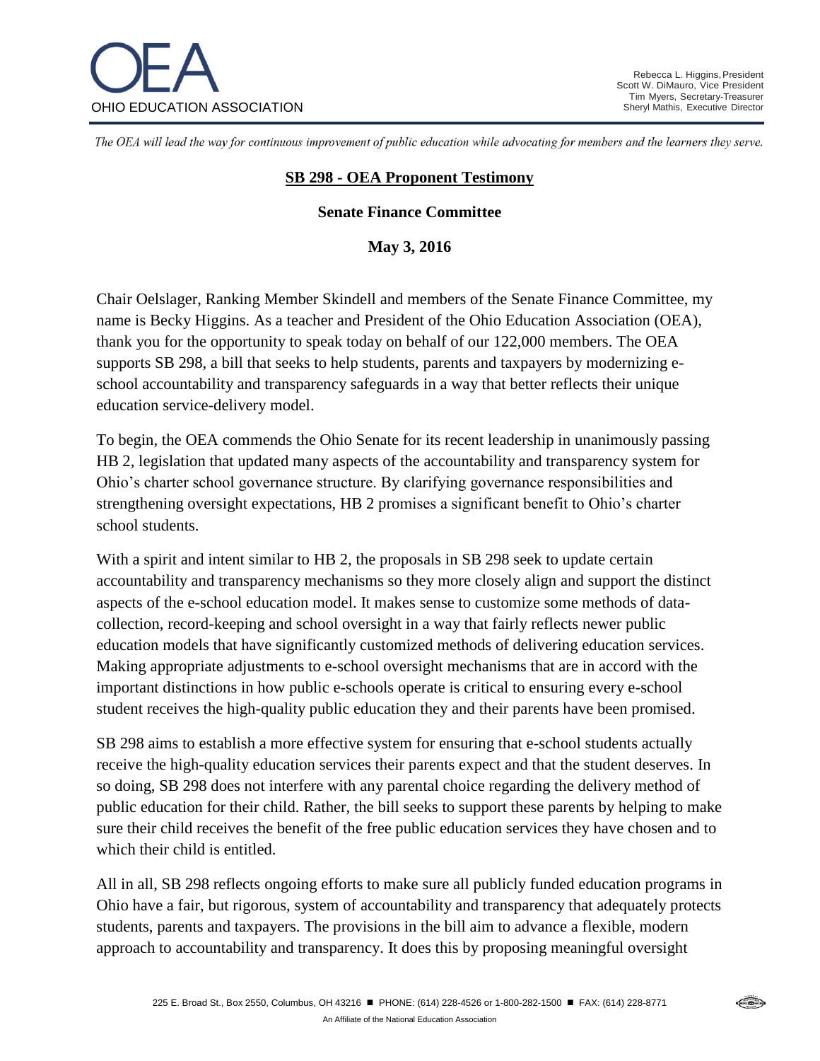OEA

OHIO EDUCATION ASSOCIATION

Rebecca L. Higgins, President
Scott W. DiMauro, Vice President
Tim Myers, Secretary-Treasurer
Sheryl Mathis, Executive Director

*The OEA will lead the way for continuous improvement of public education while advocating for members and the learners they serve.*

## SB 298 - OEA Proponent Testimony

### Senate Finance Committee

### May 3, 2016

Chair Oelslager, Ranking Member Skindell and members of the Senate Finance Committee, my name is Becky Higgins. As a teacher and President of the Ohio Education Association (OEA), thank you for the opportunity to speak today on behalf of our 122,000 members. The OEA supports SB 298, a bill that seeks to help students, parents and taxpayers by modernizing e-school accountability and transparency safeguards in a way that better reflects their unique education service-delivery model.

To begin, the OEA commends the Ohio Senate for its recent leadership in unanimously passing HB 2, legislation that updated many aspects of the accountability and transparency system for Ohio's charter school governance structure. By clarifying governance responsibilities and strengthening oversight expectations, HB 2 promises a significant benefit to Ohio's charter school students.

With a spirit and intent similar to HB 2, the proposals in SB 298 seek to update certain accountability and transparency mechanisms so they more closely align and support the distinct aspects of the e-school education model. It makes sense to customize some methods of data-collection, record-keeping and school oversight in a way that fairly reflects newer public education models that have significantly customized methods of delivering education services. Making appropriate adjustments to e-school oversight mechanisms that are in accord with the important distinctions in how public e-schools operate is critical to ensuring every e-school student receives the high-quality public education they and their parents have been promised.

SB 298 aims to establish a more effective system for ensuring that e-school students actually receive the high-quality education services their parents expect and that the student deserves. In so doing, SB 298 does not interfere with any parental choice regarding the delivery method of public education for their child. Rather, the bill seeks to support these parents by helping to make sure their child receives the benefit of the free public education services they have chosen and to which their child is entitled.

All in all, SB 298 reflects ongoing efforts to make sure all publicly funded education programs in Ohio have a fair, but rigorous, system of accountability and transparency that adequately protects students, parents and taxpayers. The provisions in the bill aim to advance a flexible, modern approach to accountability and transparency. It does this by proposing meaningful oversight

225 E. Broad St., Box 2550, Columbus, OH 43216 ■ PHONE: (614) 228-4526 or 1-800-282-1500 ■ FAX: (614) 228-8771

An Affiliate of the National Education Association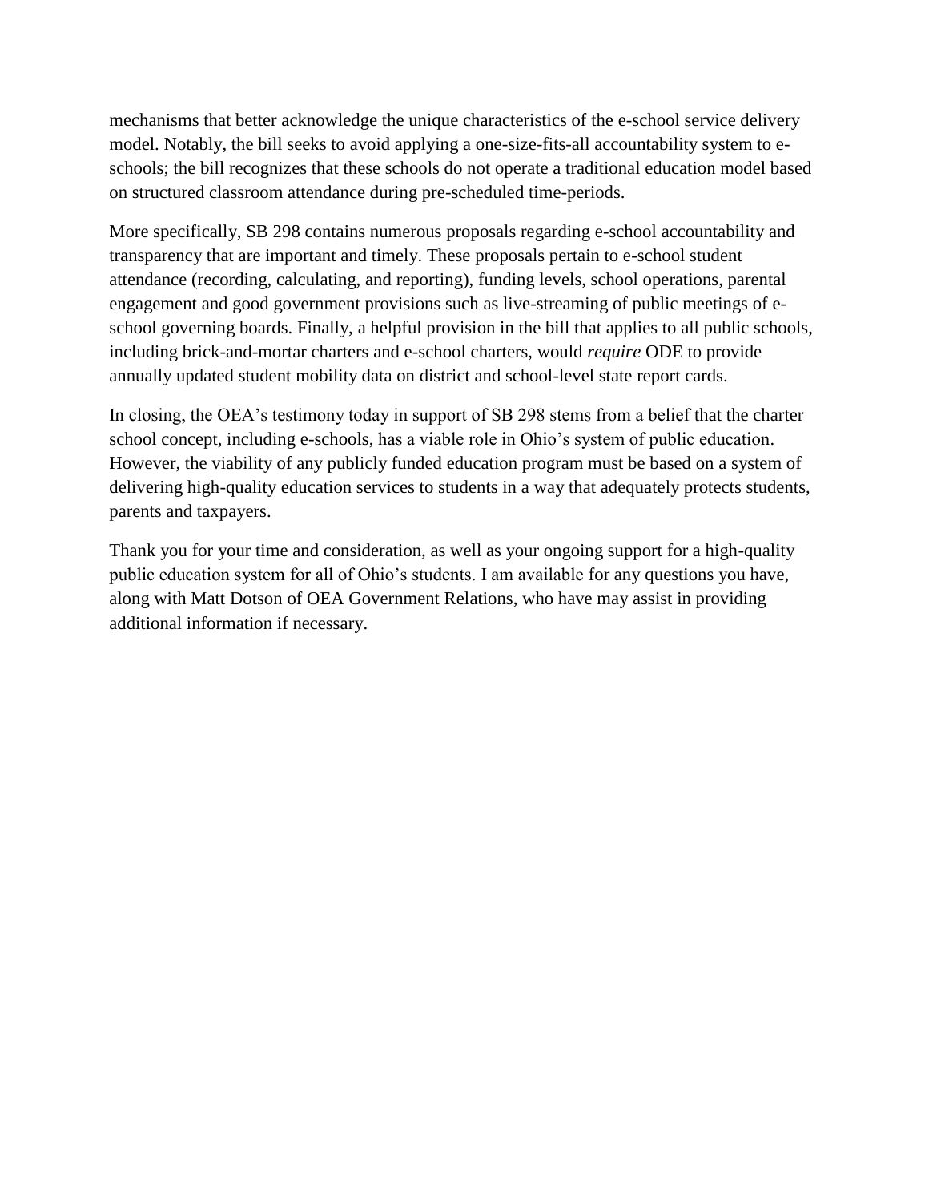mechanisms that better acknowledge the unique characteristics of the e-school service delivery model. Notably, the bill seeks to avoid applying a one-size-fits-all accountability system to e-schools; the bill recognizes that these schools do not operate a traditional education model based on structured classroom attendance during pre-scheduled time-periods.

More specifically, SB 298 contains numerous proposals regarding e-school accountability and transparency that are important and timely. These proposals pertain to e-school student attendance (recording, calculating, and reporting), funding levels, school operations, parental engagement and good government provisions such as live-streaming of public meetings of e-school governing boards. Finally, a helpful provision in the bill that applies to all public schools, including brick-and-mortar charters and e-school charters, would *require* ODE to provide annually updated student mobility data on district and school-level state report cards.

In closing, the OEA's testimony today in support of SB 298 stems from a belief that the charter school concept, including e-schools, has a viable role in Ohio's system of public education. However, the viability of any publicly funded education program must be based on a system of delivering high-quality education services to students in a way that adequately protects students, parents and taxpayers.

Thank you for your time and consideration, as well as your ongoing support for a high-quality public education system for all of Ohio's students. I am available for any questions you have, along with Matt Dotson of OEA Government Relations, who have may assist in providing additional information if necessary.